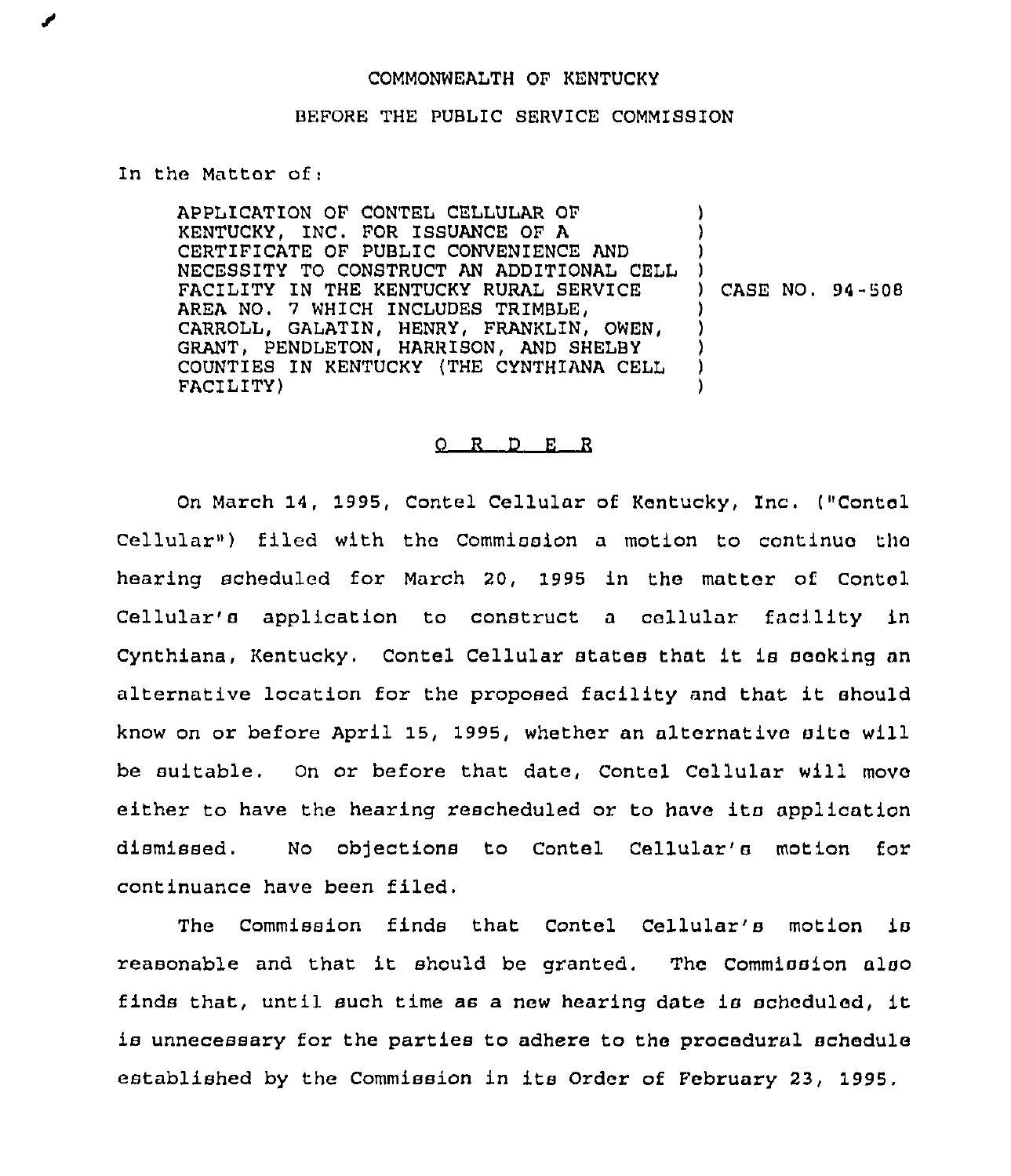COMMONWEALTH OF KENTUCKY

BEFORE THE PUBLIC SERVICE COMMISSION

In the Matter of:

| | |
|---|---|
| APPLICATION OF CONTEL CELLULAR OF KENTUCKY, INC. FOR ISSUANCE OF A CERTIFICATE OF PUBLIC CONVENIENCE AND NECESSITY TO CONSTRUCT AN ADDITIONAL CELL FACILITY IN THE KENTUCKY RURAL SERVICE AREA NO. 7 WHICH INCLUDES TRIMBLE, CARROLL, GALATIN, HENRY, FRANKLIN, OWEN, GRANT, PENDLETON, HARRISON, AND SHELBY COUNTIES IN KENTUCKY (THE CYNTHIANA CELL FACILITY) | CASE NO. 94-508 |

## O R D E R

On March 14, 1995, Contel Cellular of Kentucky, Inc. ("Contel Cellular") filed with the Commission a motion to continue the hearing scheduled for March 20, 1995 in the matter of Contel Cellular's application to construct a cellular facility in Cynthiana, Kentucky. Contel Cellular states that it is seeking an alternative location for the proposed facility and that it should know on or before April 15, 1995, whether an alternative site will be suitable. On or before that date, Contel Cellular will move either to have the hearing rescheduled or to have its application dismissed. No objections to Contel Cellular's motion for continuance have been filed.

The Commission finds that Contel Cellular's motion is reasonable and that it should be granted. The Commission also finds that, until such time as a new hearing date is scheduled, it is unnecessary for the parties to adhere to the procedural schedule established by the Commission in its Order of February 23, 1995.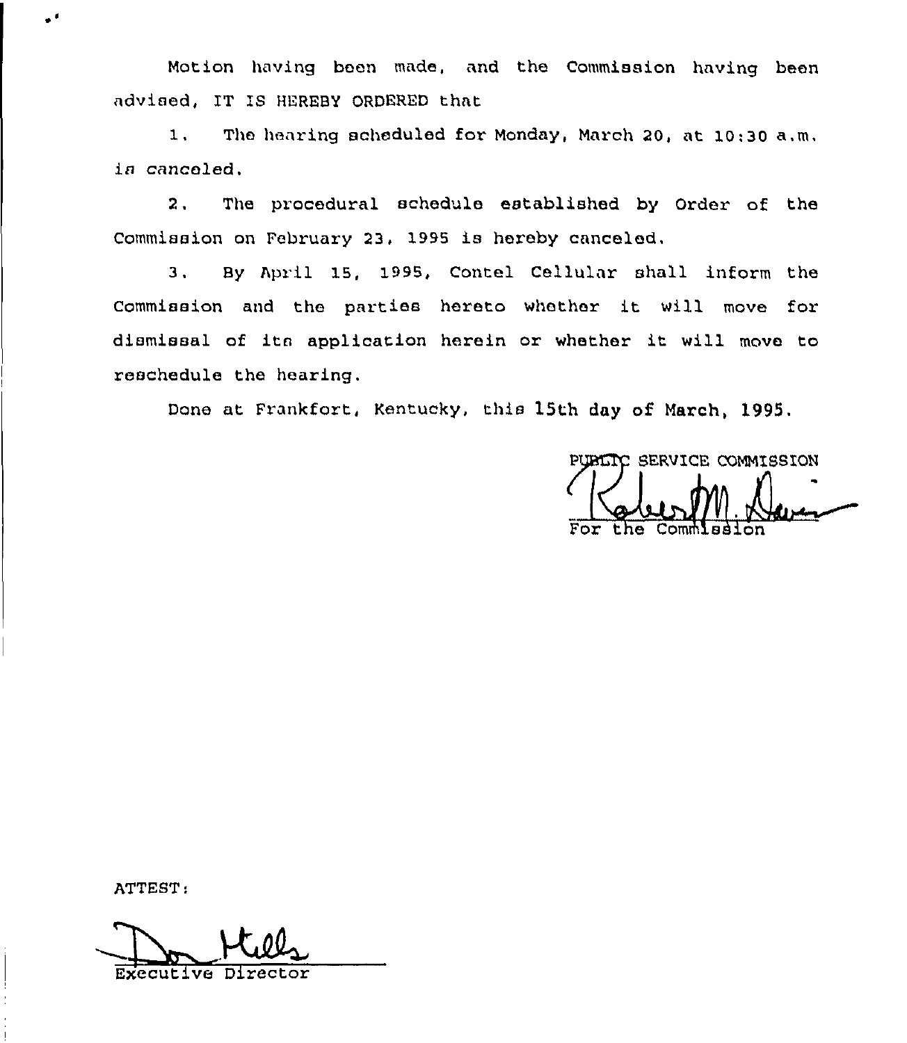Motion having been made, and the Commission having been advised, IT IS HEREBY ORDERED that

1. The hearing scheduled for Monday, March 20, at 10:30 a.m. is canceled.

2. The procedural schedule established by Order of the Commission on February 23, 1995 is hereby canceled.

3. By April 15, 1995, Contel Cellular shall inform the Commission and the parties hereto whether it will move for dismissal of its application herein or whether it will move to reschedule the hearing.

Done at Frankfort, Kentucky, this 15th day of March, 1995.

PUBLIC SERVICE COMMISSION

For the Commission

ATTEST:

Executive Director